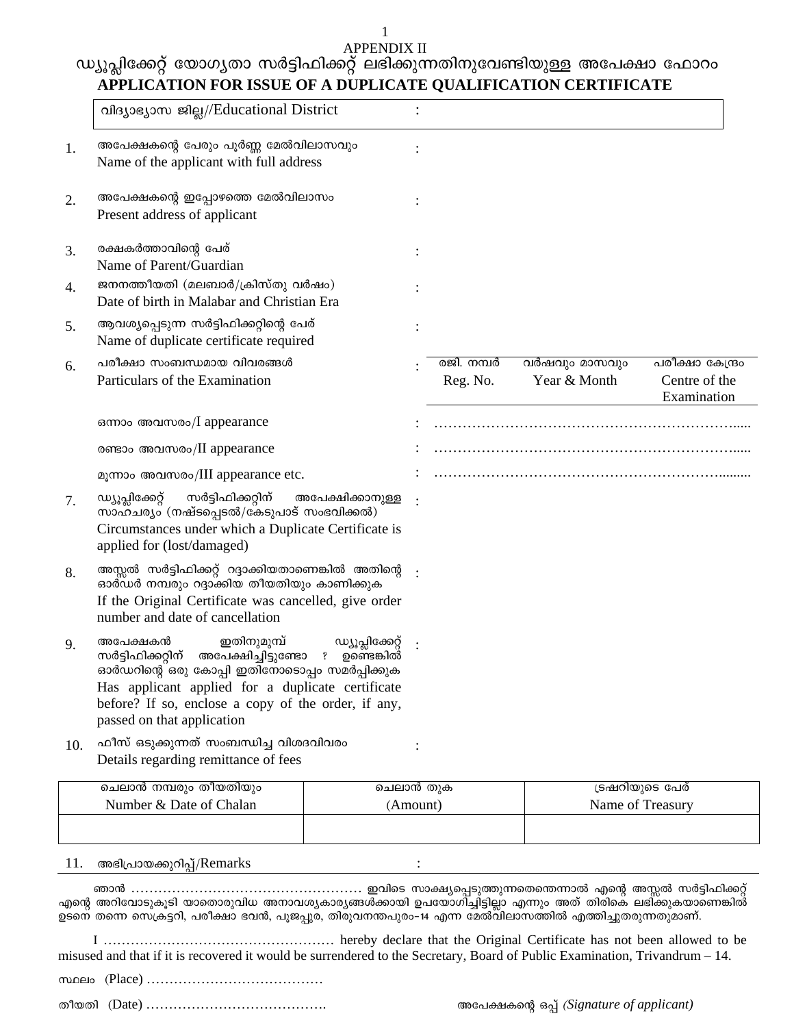APPENDIX II

# ഡ്യൂപ്ലിക്കേറ്റ് യോഗ്യതാ സർട്ടിഫിക്കറ്റ് ലഭിക്കുന്നതിനുവേണ്ടിയുള്ള അപേക്ഷാ ഫോറം

## APPLICATION FOR ISSUE OF A DUPLICATE QUALIFICATION CERTIFICATE

| | |
|---|---|
| വിദ്യാഭ്യാസ ജില്ല//Educational District | : |

1. അപേക്ഷകന്റെ പേരും പൂർണ്ണ മേൽവിലാസവും
   Name of the applicant with full address :

2. അപേക്ഷകന്റെ ഇപ്പോഴത്തെ മേൽവിലാസം
   Present address of applicant :

3. രക്ഷകർത്താവിന്റെ പേര്
   Name of Parent/Guardian :

4. ജനനത്തീയതി (മലബാർ/ക്രിസ്തു വർഷം)
   Date of birth in Malabar and Christian Era :

5. ആവശ്യപ്പെടുന്ന സർട്ടിഫിക്കറ്റിന്റെ പേര്
   Name of duplicate certificate required :

6. പരീക്ഷാ സംബന്ധമായ വിവരങ്ങൾ
   Particulars of the Examination :

| | രജി. നമ്പർ Reg. No. | വർഷവും മാസവും Year & Month | പരീക്ഷാ കേന്ദ്രം Centre of the Examination |
|---|---|---|---|
| ഒന്നാം അവസരം/I appearance : | ……………… | ……………… | ……………… |
| രണ്ടാം അവസരം/II appearance : | ……………… | ……………… | ……………… |
| മൂന്നാം അവസരം/III appearance etc. : | ……………… | ……………… | ……………… |

7. ഡ്യൂപ്ലിക്കേറ്റ് സർട്ടിഫിക്കറ്റിന് അപേക്ഷിക്കാനുള്ള സാഹചര്യം (നഷ്ടപ്പെടൽ/കേടുപാട് സംഭവിക്കൽ)
   Circumstances under which a Duplicate Certificate is applied for (lost/damaged) :

8. അസ്സൽ സർട്ടിഫിക്കറ്റ് റദ്ദാക്കിയതാണെങ്കിൽ അതിന്റെ ഓർഡർ നമ്പരും റദ്ദാക്കിയ തീയതിയും കാണിക്കുക
   If the Original Certificate was cancelled, give order number and date of cancellation :

9. അപേക്ഷകൻ ഇതിനുമുമ്പ് ഡ്യൂപ്ലിക്കേറ്റ് സർട്ടിഫിക്കറ്റിന് അപേക്ഷിച്ചിട്ടുണ്ടോ ? ഉണ്ടെങ്കിൽ ഓർഡറിന്റെ ഒരു കോപ്പി ഇതിനോടൊപ്പം സമർപ്പിക്കുക
   Has applicant applied for a duplicate certificate before? If so, enclose a copy of the order, if any, passed on that application :

10. ഫീസ് ഒടുക്കുന്നത് സംബന്ധിച്ച വിശദവിവരം
    Details regarding remittance of fees :

| ചെലാൻ നമ്പരും തീയതിയും Number & Date of Chalan | ചെലാൻ തുക (Amount) | ട്രഷറിയുടെ പേര് Name of Treasury |
|---|---|---|
| | | |

11. അഭിപ്രായക്കുറിപ്പ്/Remarks :

ഞാൻ …………………………………………… ഇവിടെ സാക്ഷ്യപ്പെടുത്തുന്നതെന്തെന്നാൽ എന്റെ അസ്സൽ സർട്ടിഫിക്കറ്റ് എന്റെ അറിവോടുകൂടി യാതൊരുവിധ അനാവശ്യകാര്യങ്ങൾക്കായി ഉപയോഗിച്ചിട്ടില്ലാ എന്നും അത് തിരികെ ലഭിക്കുകയാണെങ്കിൽ ഉടനെ തന്നെ സെക്രട്ടറി, പരീക്ഷാ ഭവൻ, പൂജപ്പുര, തിരുവനന്തപുരം-14 എന്ന മേൽവിലാസത്തിൽ എത്തിച്ചുതരുന്നതുമാണ്.

I …………………………………………… hereby declare that the Original Certificate has not been allowed to be misused and that if it is recovered it would be surrendered to the Secretary, Board of Public Examination, Trivandrum – 14.

സ്ഥലം (Place) …………………………………

തീയതി (Date) ………………………………… അപേക്ഷകന്റെ ഒപ്പ് *(Signature of applicant)*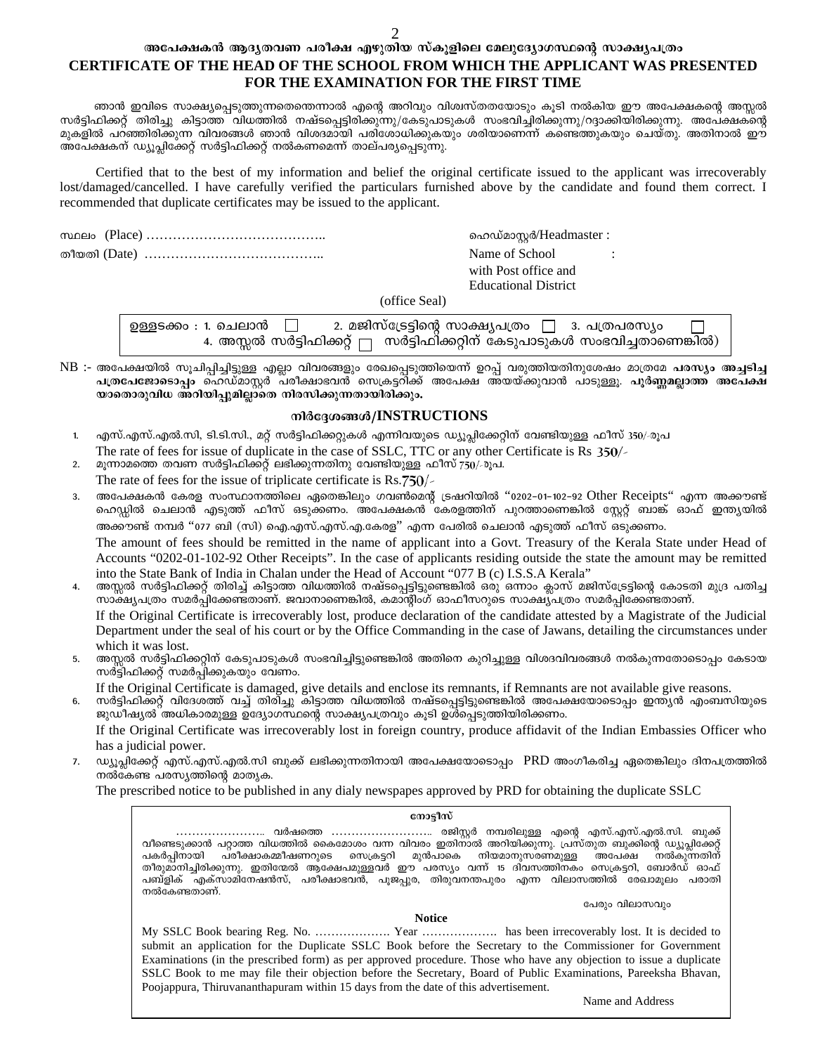## അപേക്ഷകൻ ആദ്യതവണ പരീക്ഷ എഴുതിയ സ്കൂളിലെ മേലുദ്യോഗസ്ഥന്റെ സാക്ഷ്യപത്രം

## CERTIFICATE OF THE HEAD OF THE SCHOOL FROM WHICH THE APPLICANT WAS PRESENTED FOR THE EXAMINATION FOR THE FIRST TIME

ഞാൻ ഇവിടെ സാക്ഷ്യപ്പെടുത്തുന്നതെന്തെന്നാൽ എന്റെ അറിവും വിശ്വസ്തതയോടും കൂടി നൽകിയ ഈ അപേക്ഷകന്റെ അസ്സൽ സർട്ടിഫിക്കറ്റ് തിരിച്ചു കിട്ടാത്ത വിധത്തിൽ നഷ്ടപ്പെട്ടിരിക്കുന്നു/കേടുപാടുകൾ സംഭവിച്ചിരിക്കുന്നു/റദ്ദാക്കിയിരിക്കുന്നു. അപേക്ഷകന്റെ മുകളിൽ പറഞ്ഞിരിക്കുന്ന വിവരങ്ങൾ ഞാൻ വിശദമായി പരിശോധിക്കുകയും ശരിയാണെന്ന് കണ്ടെത്തുകയും ചെയ്തു. അതിനാൽ ഈ അപേക്ഷകന് ഡ്യൂപ്ലിക്കേറ്റ് സർട്ടിഫിക്കറ്റ് നൽകണമെന്ന് താല്പര്യപ്പെടുന്നു.

Certified that to the best of my information and belief the original certificate issued to the applicant was irrecoverably lost/damaged/cancelled. I have carefully verified the particulars furnished above by the candidate and found them correct. I recommended that duplicate certificates may be issued to the applicant.

സ്ഥലം (Place) …………………………………..

തീയതി (Date) …………………………………..

ഹെഡ്മാസ്റ്റർ/Headmaster :

Name of School with Post office and Educational District :

(office Seal)

ഉള്ളടക്കം : 1. ചെലാൻ ☐ 2. മജിസ്ട്രേട്ടിന്റെ സാക്ഷ്യപത്രം ☐ 3. പത്രപരസ്യം ☐ 4. അസ്സൽ സർട്ടിഫിക്കറ്റ് ☐ സർട്ടിഫിക്കറ്റിന് കേടുപാടുകൾ സംഭവിച്ചതാണെങ്കിൽ)

NB :- അപേക്ഷയിൽ സൂചിപ്പിച്ചിട്ടുള്ള എല്ലാ വിവരങ്ങളും രേഖപ്പെടുത്തിയെന്ന് ഉറപ്പ് വരുത്തിയതിനുശേഷം മാത്രമേ **പരസ്യം അച്ചടിച്ച പത്രപേജോടൊപ്പം** ഹെഡ്മാസ്റ്റർ പരീക്ഷാഭവൻ സെക്രട്ടറിക്ക് അപേക്ഷ അയയ്ക്കുവാൻ പാടുള്ളൂ. **പൂർണ്ണമല്ലാത്ത അപേക്ഷ യാതൊരുവിധ അറിയിപ്പുമില്ലാതെ നിരസിക്കുന്നതായിരിക്കും.**

### നിർദ്ദേശങ്ങൾ/INSTRUCTIONS

1. എസ്.എസ്.എൽ.സി, ടി.ടി.സി., മറ്റ് സർട്ടിഫിക്കറ്റുകൾ എന്നിവയുടെ ഡ്യൂപ്ലിക്കേറ്റിന് വേണ്ടിയുള്ള ഫീസ് 350/-രൂപ
   The rate of fees for issue of duplicate in the case of SSLC, TTC or any other Certificate is Rs 350/-
2. മൂന്നാമത്തെ തവണ സർട്ടിഫിക്കറ്റ് ലഭിക്കുന്നതിനു വേണ്ടിയുള്ള ഫീസ് 750/-രൂപ.
   The rate of fees for the issue of triplicate certificate is Rs.750/-
3. അപേക്ഷകൻ കേരള സംസ്ഥാനത്തിലെ ഏതെങ്കിലും ഗവൺമെന്റ് ട്രഷറിയിൽ "0202-01-102-92 Other Receipts" എന്ന അക്കൗണ്ട് ഹെഡ്ഡിൽ ചെലാൻ എടുത്ത് ഫീസ് ഒടുക്കണം. അപേക്ഷകൻ കേരളത്തിന് പുറത്താണെങ്കിൽ സ്റ്റേറ്റ് ബാങ്ക് ഓഫ് ഇന്ത്യയിൽ അക്കൗണ്ട് നമ്പർ "077 ബി (സി) ഐ.എസ്.എസ്.എ.കേരള" എന്ന പേരിൽ ചെലാൻ എടുത്ത് ഫീസ് ഒടുക്കണം.
   The amount of fees should be remitted in the name of applicant into a Govt. Treasury of the Kerala State under Head of Accounts "0202-01-102-92 Other Receipts". In the case of applicants residing outside the state the amount may be remitted into the State Bank of India in Chalan under the Head of Account "077 B (c) I.S.S.A Kerala"
4. അസ്സൽ സർട്ടിഫിക്കറ്റ് തിരിച്ച് കിട്ടാത്ത വിധത്തിൽ നഷ്ടപ്പെട്ടിട്ടുണ്ടെങ്കിൽ ഒരു ഒന്നാം ക്ലാസ് മജിസ്ട്രേട്ടിന്റെ കോടതി മുദ്ര പതിച്ച സാക്ഷ്യപത്രം സമർപ്പിക്കേണ്ടതാണ്. ജവാനാണെങ്കിൽ, കമാന്റിംഗ് ഓഫീസറുടെ സാക്ഷ്യപത്രം സമർപ്പിക്കേണ്ടതാണ്.
   If the Original Certificate is irrecoverably lost, produce declaration of the candidate attested by a Magistrate of the Judicial Department under the seal of his court or by the Office Commanding in the case of Jawans, detailing the circumstances under which it was lost.
5. അസ്സൽ സർട്ടിഫിക്കറ്റിന് കേടുപാടുകൾ സംഭവിച്ചിട്ടുണ്ടെങ്കിൽ അതിനെ കുറിച്ചുള്ള വിശദവിവരങ്ങൾ നൽകുന്നതോടൊപ്പം കേടായ സർട്ടിഫിക്കറ്റ് സമർപ്പിക്കുകയും വേണം.
   If the Original Certificate is damaged, give details and enclose its remnants, if Remnants are not available give reasons.
6. സർട്ടിഫിക്കറ്റ് വിദേശത്ത് വച്ച് തിരിച്ചു കിട്ടാത്ത വിധത്തിൽ നഷ്ടപ്പെട്ടിട്ടുണ്ടെങ്കിൽ അപേക്ഷയോടൊപ്പം ഇന്ത്യൻ എംബസിയുടെ ജുഡീഷ്യൽ അധികാരമുള്ള ഉദ്യോഗസ്ഥന്റെ സാക്ഷ്യപത്രവും കൂടി ഉൾപ്പെടുത്തിയിരിക്കണം.
   If the Original Certificate was irrecoverably lost in foreign country, produce affidavit of the Indian Embassies Officer who has a judicial power.
7. ഡ്യൂപ്ലിക്കേറ്റ് എസ്.എസ്.എൽ.സി ബുക്ക് ലഭിക്കുന്നതിനായി അപേക്ഷയോടൊപ്പം PRD അംഗീകരിച്ച ഏതെങ്കിലും ദിനപത്രത്തിൽ നൽകേണ്ട പരസ്യത്തിന്റെ മാതൃക.
   The prescribed notice to be published in any dialy newspapes approved by PRD for obtaining the duplicate SSLC

**നോട്ടീസ്**

………………….. വർഷത്തെ …………………….. രജിസ്റ്റർ നമ്പരിലുള്ള എന്റെ എസ്.എസ്.എൽ.സി. ബുക്ക് വീണ്ടെടുക്കാൻ പറ്റാത്ത വിധത്തിൽ കൈമോശം വന്ന വിവരം ഇതിനാൽ അറിയിക്കുന്നു. പ്രസ്തുത ബുക്കിന്റെ ഡ്യൂപ്ലിക്കേറ്റ് പകർപ്പിനായി പരീക്ഷാകമ്മീഷണറുടെ സെക്രട്ടറി മുൻപാകെ നിയമാനുസരണമുള്ള അപേക്ഷ നൽകുന്നതിന് തീരുമാനിച്ചിരിക്കുന്നു. ഇതിന്മേൽ ആക്ഷേപമുള്ളവർ ഈ പരസ്യം വന്ന് 15 ദിവസത്തിനകം സെക്രട്ടറി, ബോർഡ് ഓഫ് പബ്ളിക് എക്സാമിനേഷൻസ്, പരീക്ഷാഭവൻ, പൂജപ്പുര, തിരുവനന്തപുരം എന്ന വിലാസത്തിൽ രേഖാമൂലം പരാതി നൽകേണ്ടതാണ്.

പേരും വിലാസവും

**Notice**

My SSLC Book bearing Reg. No. ………………. Year ………………. has been irrecoverably lost. It is decided to submit an application for the Duplicate SSLC Book before the Secretary to the Commissioner for Government Examinations (in the prescribed form) as per approved procedure. Those who have any objection to issue a duplicate SSLC Book to me may file their objection before the Secretary, Board of Public Examinations, Pareeksha Bhavan, Poojappura, Thiruvananthapuram within 15 days from the date of this advertisement.

Name and Address